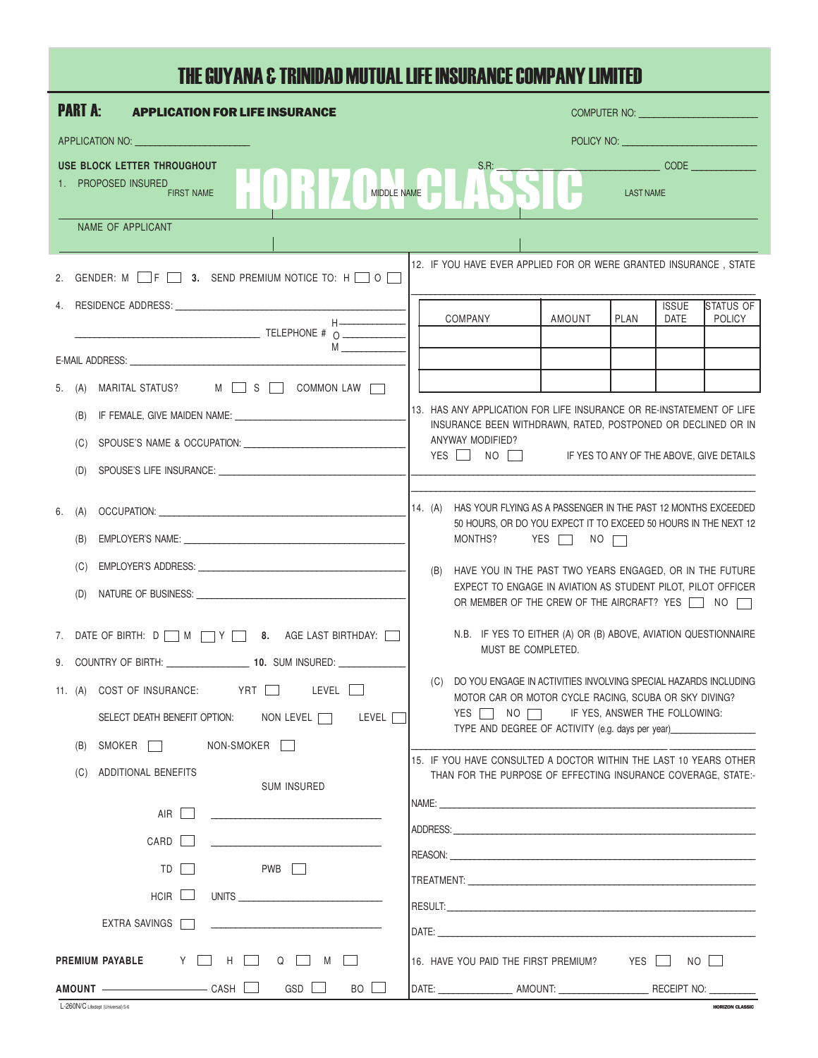# THE GUYANA & TRINIDAD MUTUAL LIFE INSURANCE COMPANY LIMITED

## PART A: APPLICATION FOR LIFE INSURANCE

COMPUTER NO: ______________________

APPLICATION NO: ______________________

POLICY NO: ______________________

**USE BLOCK LETTER THROUGHOUT**

S.R: ______________________ CODE ____________

# HORIZON CLASSIC

1. PROPOSED INSURED — FIRST NAME | MIDDLE NAME | LAST NAME

NAME OF APPLICANT

2. GENDER: M ☐ F ☐ **3.** SEND PREMIUM NOTICE TO: H ☐ O ☐

4. RESIDENCE ADDRESS: ______________________

______________________ TELEPHONE # H ____________ O ____________ M ____________

E-MAIL ADDRESS: ______________________

5. (A) MARITAL STATUS? M ☐ S ☐ COMMON LAW ☐

   (B) IF FEMALE, GIVE MAIDEN NAME: ______________________

   (C) SPOUSE'S NAME & OCCUPATION: ______________________

   (D) SPOUSE'S LIFE INSURANCE: ______________________

6. (A) OCCUPATION: ______________________

   (B) EMPLOYER'S NAME: ______________________

   (C) EMPLOYER'S ADDRESS: ______________________

   (D) NATURE OF BUSINESS: ______________________

7. DATE OF BIRTH: D ☐ M ☐ Y ☐ **8.** AGE LAST BIRTHDAY: ☐

9. COUNTRY OF BIRTH: ______________ **10.** SUM INSURED: ____________

11. (A) COST OF INSURANCE: YRT ☐ LEVEL ☐

    SELECT DEATH BENEFIT OPTION: NON LEVEL ☐ LEVEL ☐

    (B) SMOKER ☐ NON-SMOKER ☐

    (C) ADDITIONAL BENEFITS — SUM INSURED

    AIR ☐ ______________________

    CARD ☐ ______________________

    TD ☐ PWB ☐

    HCIR ☐ UNITS ______________________

    EXTRA SAVINGS ☐ ______________________

**PREMIUM PAYABLE** Y ☐ H ☐ Q ☐ M ☐

**AMOUNT** ____________ CASH ☐ GSD ☐ BO ☐

12. IF YOU HAVE EVER APPLIED FOR OR WERE GRANTED INSURANCE , STATE

______________________

| COMPANY | AMOUNT | PLAN | ISSUE DATE | STATUS OF POLICY |
|---|---|---|---|---|
| | | | | |
| | | | | |
| | | | | |

13. HAS ANY APPLICATION FOR LIFE INSURANCE OR RE-INSTATEMENT OF LIFE INSURANCE BEEN WITHDRAWN, RATED, POSTPONED OR DECLINED OR IN ANYWAY MODIFIED?
    YES ☐ NO ☐ IF YES TO ANY OF THE ABOVE, GIVE DETAILS

______________________

14. (A) HAS YOUR FLYING AS A PASSENGER IN THE PAST 12 MONTHS EXCEEDED 50 HOURS, OR DO YOU EXPECT IT TO EXCEED 50 HOURS IN THE NEXT 12 MONTHS? YES ☐ NO ☐

    (B) HAVE YOU IN THE PAST TWO YEARS ENGAGED, OR IN THE FUTURE EXPECT TO ENGAGE IN AVIATION AS STUDENT PILOT, PILOT OFFICER OR MEMBER OF THE CREW OF THE AIRCRAFT? YES ☐ NO ☐

    N.B. IF YES TO EITHER (A) OR (B) ABOVE, AVIATION QUESTIONNAIRE MUST BE COMPLETED.

    (C) DO YOU ENGAGE IN ACTIVITIES INVOLVING SPECIAL HAZARDS INCLUDING MOTOR CAR OR MOTOR CYCLE RACING, SCUBA OR SKY DIVING?
    YES ☐ NO ☐ IF YES, ANSWER THE FOLLOWING:
    TYPE AND DEGREE OF ACTIVITY (e.g. days per year)______________

15. IF YOU HAVE CONSULTED A DOCTOR WITHIN THE LAST 10 YEARS OTHER THAN FOR THE PURPOSE OF EFFECTING INSURANCE COVERAGE, STATE:-

NAME: ______________________

ADDRESS: ______________________

REASON: ______________________

TREATMENT: ______________________

RESULT: ______________________

DATE: ______________________

16. HAVE YOU PAID THE FIRST PREMIUM? YES ☐ NO ☐

DATE: ____________ AMOUNT: ______________ RECEIPT NO: ________

L-260N/C Lifedept (Universal) 5-6 — HORIZON CLASSIC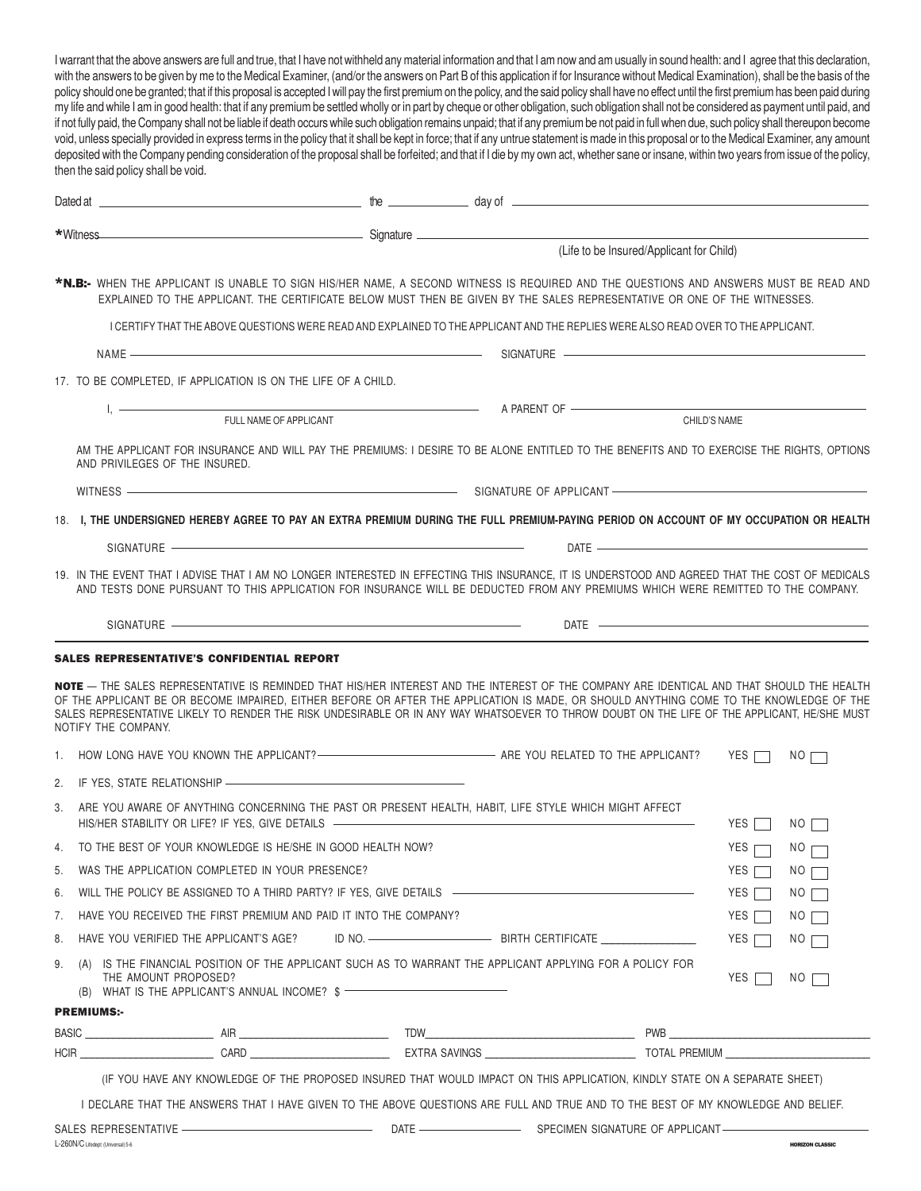I warrant that the above answers are full and true, that I have not withheld any material information and that I am now and am usually in sound health: and I agree that this declaration, with the answers to be given by me to the Medical Examiner, (and/or the answers on Part B of this application if for Insurance without Medical Examination), shall be the basis of the policy should one be granted; that if this proposal is accepted I will pay the first premium on the policy, and the said policy shall have no effect until the first premium has been paid during my life and while I am in good health: that if any premium be settled wholly or in part by cheque or other obligation, such obligation shall not be considered as payment until paid, and if not fully paid, the Company shall not be liable if death occurs while such obligation remains unpaid; that if any premium be not paid in full when due, such policy shall thereupon become void, unless specially provided in express terms in the policy that it shall be kept in force; that if any untrue statement is made in this proposal or to the Medical Examiner, any amount deposited with the Company pending consideration of the proposal shall be forfeited; and that if I die by my own act, whether sane or insane, within two years from issue of the policy, then the said policy shall be void.

Dated at ______________________ the ____________ day of ______________________

*Witness ______________________ Signature ______________________
(Life to be Insured/Applicant for Child)

***N.B:-** WHEN THE APPLICANT IS UNABLE TO SIGN HIS/HER NAME, A SECOND WITNESS IS REQUIRED AND THE QUESTIONS AND ANSWERS MUST BE READ AND EXPLAINED TO THE APPLICANT. THE CERTIFICATE BELOW MUST THEN BE GIVEN BY THE SALES REPRESENTATIVE OR ONE OF THE WITNESSES.

I CERTIFY THAT THE ABOVE QUESTIONS WERE READ AND EXPLAINED TO THE APPLICANT AND THE REPLIES WERE ALSO READ OVER TO THE APPLICANT.

NAME ______________________ SIGNATURE ______________________

17. TO BE COMPLETED, IF APPLICATION IS ON THE LIFE OF A CHILD.

I, ______________________ A PARENT OF ______________________
FULL NAME OF APPLICANT — CHILD'S NAME

AM THE APPLICANT FOR INSURANCE AND WILL PAY THE PREMIUMS: I DESIRE TO BE ALONE ENTITLED TO THE BENEFITS AND TO EXERCISE THE RIGHTS, OPTIONS AND PRIVILEGES OF THE INSURED.

WITNESS ______________________ SIGNATURE OF APPLICANT ______________________

18. **I, THE UNDERSIGNED HEREBY AGREE TO PAY AN EXTRA PREMIUM DURING THE FULL PREMIUM-PAYING PERIOD ON ACCOUNT OF MY OCCUPATION OR HEALTH**

SIGNATURE ______________________ DATE ______________________

19. IN THE EVENT THAT I ADVISE THAT I AM NO LONGER INTERESTED IN EFFECTING THIS INSURANCE, IT IS UNDERSTOOD AND AGREED THAT THE COST OF MEDICALS AND TESTS DONE PURSUANT TO THIS APPLICATION FOR INSURANCE WILL BE DEDUCTED FROM ANY PREMIUMS WHICH WERE REMITTED TO THE COMPANY.

SIGNATURE ______________________ DATE ______________________

## SALES REPRESENTATIVE'S CONFIDENTIAL REPORT

**NOTE** — THE SALES REPRESENTATIVE IS REMINDED THAT HIS/HER INTEREST AND THE INTEREST OF THE COMPANY ARE IDENTICAL AND THAT SHOULD THE HEALTH OF THE APPLICANT BE OR BECOME IMPAIRED, EITHER BEFORE OR AFTER THE APPLICATION IS MADE, OR SHOULD ANYTHING COME TO THE KNOWLEDGE OF THE SALES REPRESENTATIVE LIKELY TO RENDER THE RISK UNDESIRABLE OR IN ANY WAY WHATSOEVER TO THROW DOUBT ON THE LIFE OF THE APPLICANT, HE/SHE MUST NOTIFY THE COMPANY.

1. HOW LONG HAVE YOU KNOWN THE APPLICANT? ______________ ARE YOU RELATED TO THE APPLICANT? YES ☐ NO ☐
2. IF YES, STATE RELATIONSHIP ______________
3. ARE YOU AWARE OF ANYTHING CONCERNING THE PAST OR PRESENT HEALTH, HABIT, LIFE STYLE WHICH MIGHT AFFECT HIS/HER STABILITY OR LIFE? IF YES, GIVE DETAILS ______________ YES ☐ NO ☐
4. TO THE BEST OF YOUR KNOWLEDGE IS HE/SHE IN GOOD HEALTH NOW? YES ☐ NO ☐
5. WAS THE APPLICATION COMPLETED IN YOUR PRESENCE? YES ☐ NO ☐
6. WILL THE POLICY BE ASSIGNED TO A THIRD PARTY? IF YES, GIVE DETAILS ______________ YES ☐ NO ☐
7. HAVE YOU RECEIVED THE FIRST PREMIUM AND PAID IT INTO THE COMPANY? YES ☐ NO ☐
8. HAVE YOU VERIFIED THE APPLICANT'S AGE? ID NO. ______________ BIRTH CERTIFICATE ______________ YES ☐ NO ☐
9. (A) IS THE FINANCIAL POSITION OF THE APPLICANT SUCH AS TO WARRANT THE APPLICANT APPLYING FOR A POLICY FOR THE AMOUNT PROPOSED? YES ☐ NO ☐
   (B) WHAT IS THE APPLICANT'S ANNUAL INCOME? $ ______________

**PREMIUMS:-**

BASIC ____________ AIR ____________ TDW ____________ PWB ____________

HCIR ____________ CARD ____________ EXTRA SAVINGS ____________ TOTAL PREMIUM ____________

(IF YOU HAVE ANY KNOWLEDGE OF THE PROPOSED INSURED THAT WOULD IMPACT ON THIS APPLICATION, KINDLY STATE ON A SEPARATE SHEET)

I DECLARE THAT THE ANSWERS THAT I HAVE GIVEN TO THE ABOVE QUESTIONS ARE FULL AND TRUE AND TO THE BEST OF MY KNOWLEDGE AND BELIEF.

SALES REPRESENTATIVE ______________ DATE ______________ SPECIMEN SIGNATURE OF APPLICANT ______________

L-260N/C Lifedept (Universal) 5-6 HORIZON CLASSIC